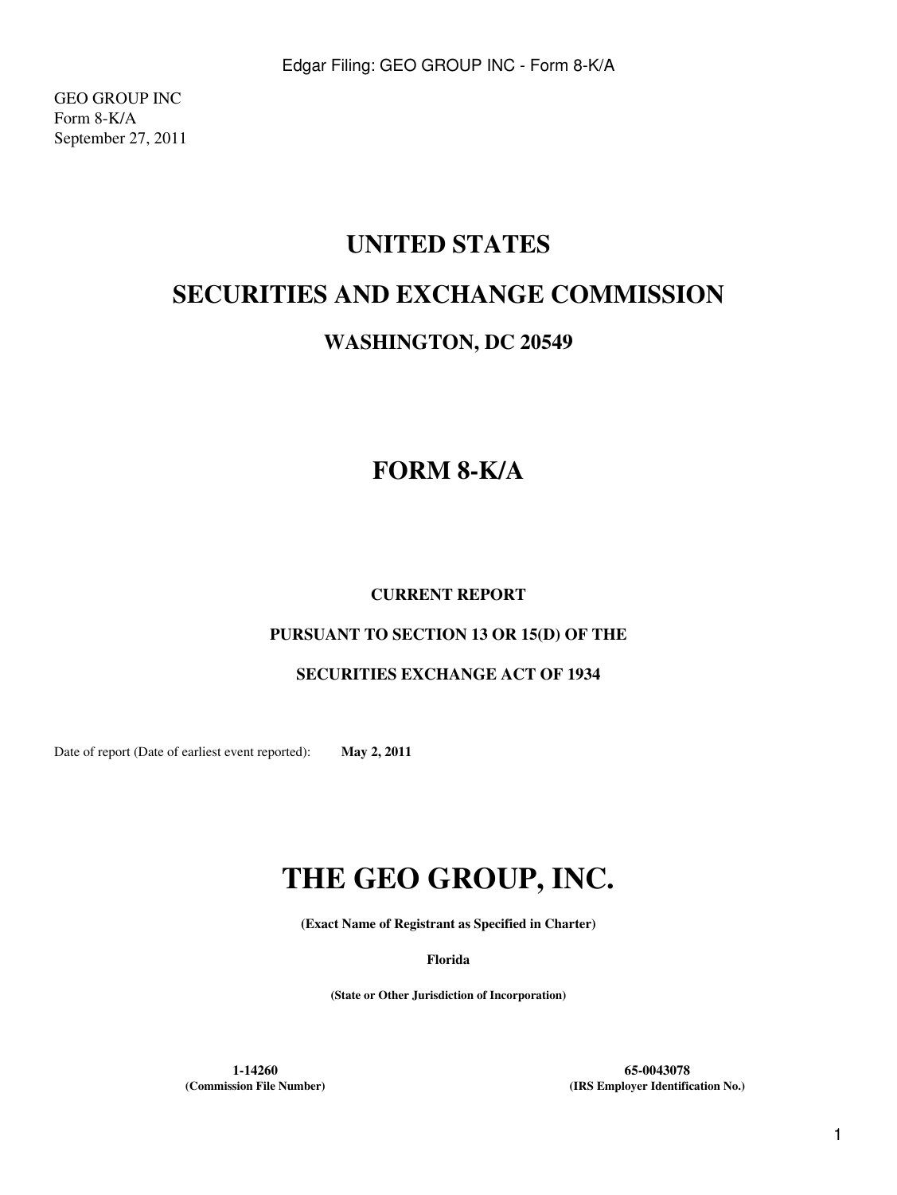GEO GROUP INC
Form 8-K/A
September 27, 2011

# UNITED STATES

# SECURITIES AND EXCHANGE COMMISSION

### WASHINGTON, DC 20549

# FORM 8-K/A

### CURRENT REPORT

### PURSUANT TO SECTION 13 OR 15(D) OF THE

### SECURITIES EXCHANGE ACT OF 1934

Date of report (Date of earliest event reported): **May 2, 2011**

# THE GEO GROUP, INC.

**(Exact Name of Registrant as Specified in Charter)**

**Florida**

**(State or Other Jurisdiction of Incorporation)**

| | |
|---|---|
| **1-14260** | **65-0043078** |
| **(Commission File Number)** | **(IRS Employer Identification No.)** |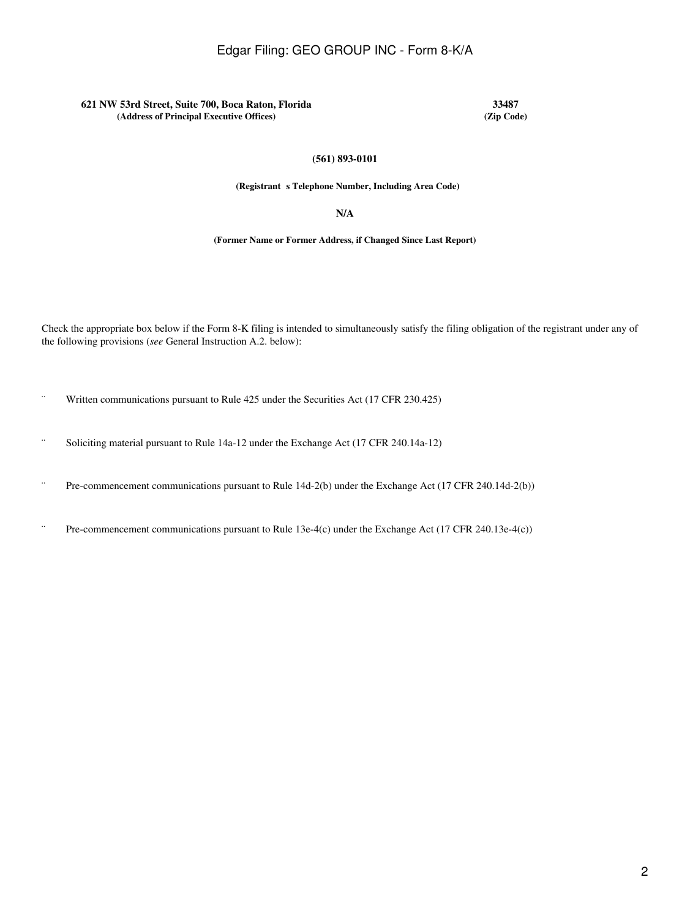| | |
|---|---|
| **621 NW 53rd Street, Suite 700, Boca Raton, Florida** | **33487** |
| **(Address of Principal Executive Offices)** | **(Zip Code)** |

**(561) 893-0101**

**(Registrant s Telephone Number, Including Area Code)**

**N/A**

**(Former Name or Former Address, if Changed Since Last Report)**

Check the appropriate box below if the Form 8-K filing is intended to simultaneously satisfy the filing obligation of the registrant under any of the following provisions (*see* General Instruction A.2. below):

¨ Written communications pursuant to Rule 425 under the Securities Act (17 CFR 230.425)

¨ Soliciting material pursuant to Rule 14a-12 under the Exchange Act (17 CFR 240.14a-12)

¨ Pre-commencement communications pursuant to Rule 14d-2(b) under the Exchange Act (17 CFR 240.14d-2(b))

¨ Pre-commencement communications pursuant to Rule 13e-4(c) under the Exchange Act (17 CFR 240.13e-4(c))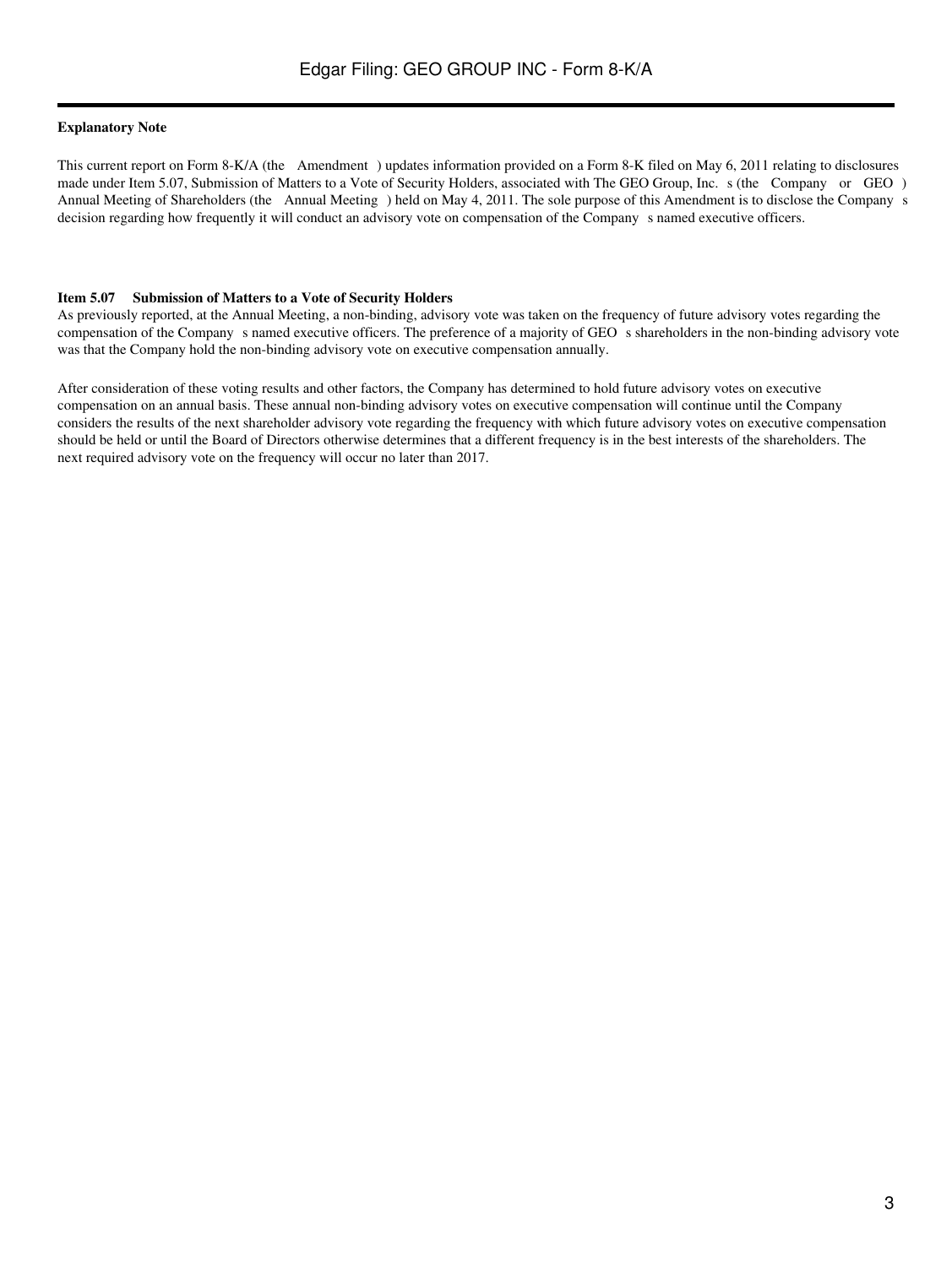**Explanatory Note**

This current report on Form 8-K/A (the Amendment ) updates information provided on a Form 8-K filed on May 6, 2011 relating to disclosures made under Item 5.07, Submission of Matters to a Vote of Security Holders, associated with The GEO Group, Inc. s (the Company or GEO ) Annual Meeting of Shareholders (the Annual Meeting ) held on May 4, 2011. The sole purpose of this Amendment is to disclose the Company s decision regarding how frequently it will conduct an advisory vote on compensation of the Company s named executive officers.

**Item 5.07 Submission of Matters to a Vote of Security Holders**

As previously reported, at the Annual Meeting, a non-binding, advisory vote was taken on the frequency of future advisory votes regarding the compensation of the Company s named executive officers. The preference of a majority of GEO s shareholders in the non-binding advisory vote was that the Company hold the non-binding advisory vote on executive compensation annually.

After consideration of these voting results and other factors, the Company has determined to hold future advisory votes on executive compensation on an annual basis. These annual non-binding advisory votes on executive compensation will continue until the Company considers the results of the next shareholder advisory vote regarding the frequency with which future advisory votes on executive compensation should be held or until the Board of Directors otherwise determines that a different frequency is in the best interests of the shareholders. The next required advisory vote on the frequency will occur no later than 2017.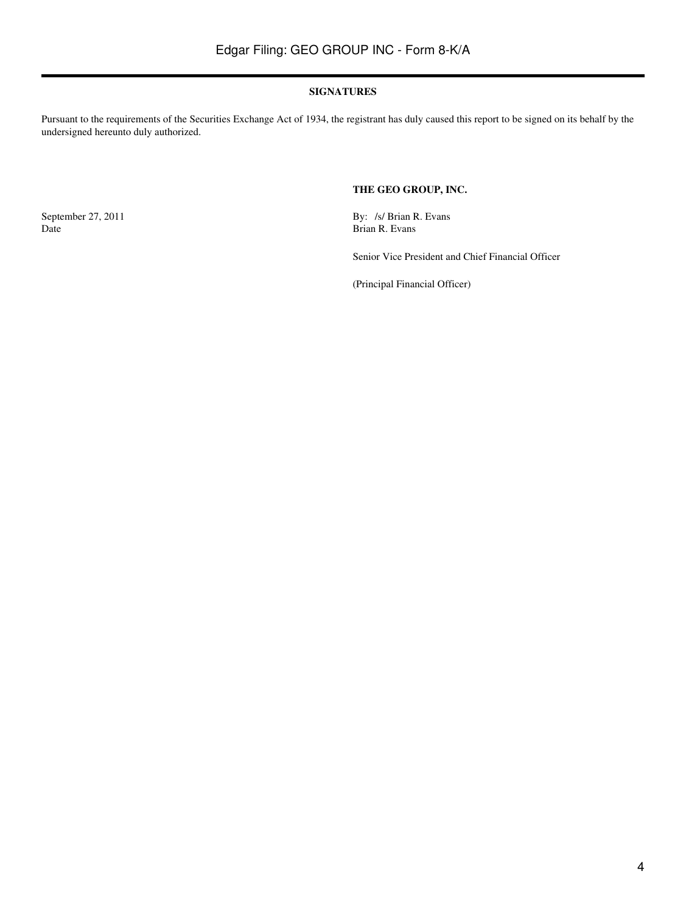**SIGNATURES**

Pursuant to the requirements of the Securities Exchange Act of 1934, the registrant has duly caused this report to be signed on its behalf by the undersigned hereunto duly authorized.

| | |
|---|---|
| | **THE GEO GROUP, INC.** |
| September 27, 2011 | By: /s/ Brian R. Evans |
| Date | Brian R. Evans |
| | Senior Vice President and Chief Financial Officer |
| | (Principal Financial Officer) |